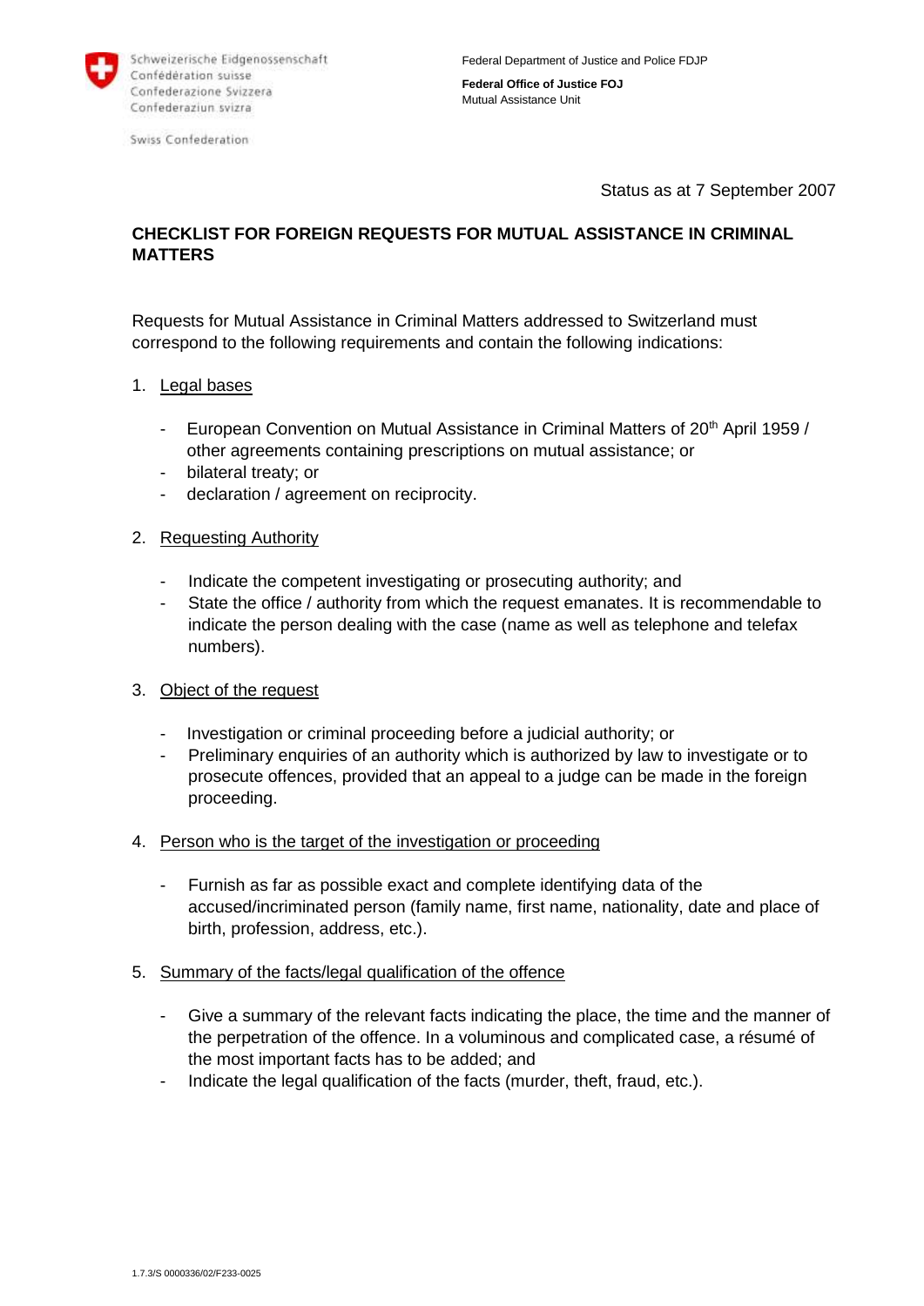Schweizerische Eidgenossenschaft
Confédération suisse
Confederazione Svizzera
Confederaziun svizra

Swiss Confederation

Federal Department of Justice and Police FDJP

**Federal Office of Justice FOJ**
Mutual Assistance Unit

Status as at 7 September 2007

# CHECKLIST FOR FOREIGN REQUESTS FOR MUTUAL ASSISTANCE IN CRIMINAL MATTERS

Requests for Mutual Assistance in Criminal Matters addressed to Switzerland must correspond to the following requirements and contain the following indications:

1. Legal bases

   - European Convention on Mutual Assistance in Criminal Matters of 20th April 1959 / other agreements containing prescriptions on mutual assistance; or
   - bilateral treaty; or
   - declaration / agreement on reciprocity.

2. Requesting Authority

   - Indicate the competent investigating or prosecuting authority; and
   - State the office / authority from which the request emanates. It is recommendable to indicate the person dealing with the case (name as well as telephone and telefax numbers).

3. Object of the request

   - Investigation or criminal proceeding before a judicial authority; or
   - Preliminary enquiries of an authority which is authorized by law to investigate or to prosecute offences, provided that an appeal to a judge can be made in the foreign proceeding.

4. Person who is the target of the investigation or proceeding

   - Furnish as far as possible exact and complete identifying data of the accused/incriminated person (family name, first name, nationality, date and place of birth, profession, address, etc.).

5. Summary of the facts/legal qualification of the offence

   - Give a summary of the relevant facts indicating the place, the time and the manner of the perpetration of the offence. In a voluminous and complicated case, a résumé of the most important facts has to be added; and
   - Indicate the legal qualification of the facts (murder, theft, fraud, etc.).

1.7.3/S 0000336/02/F233-0025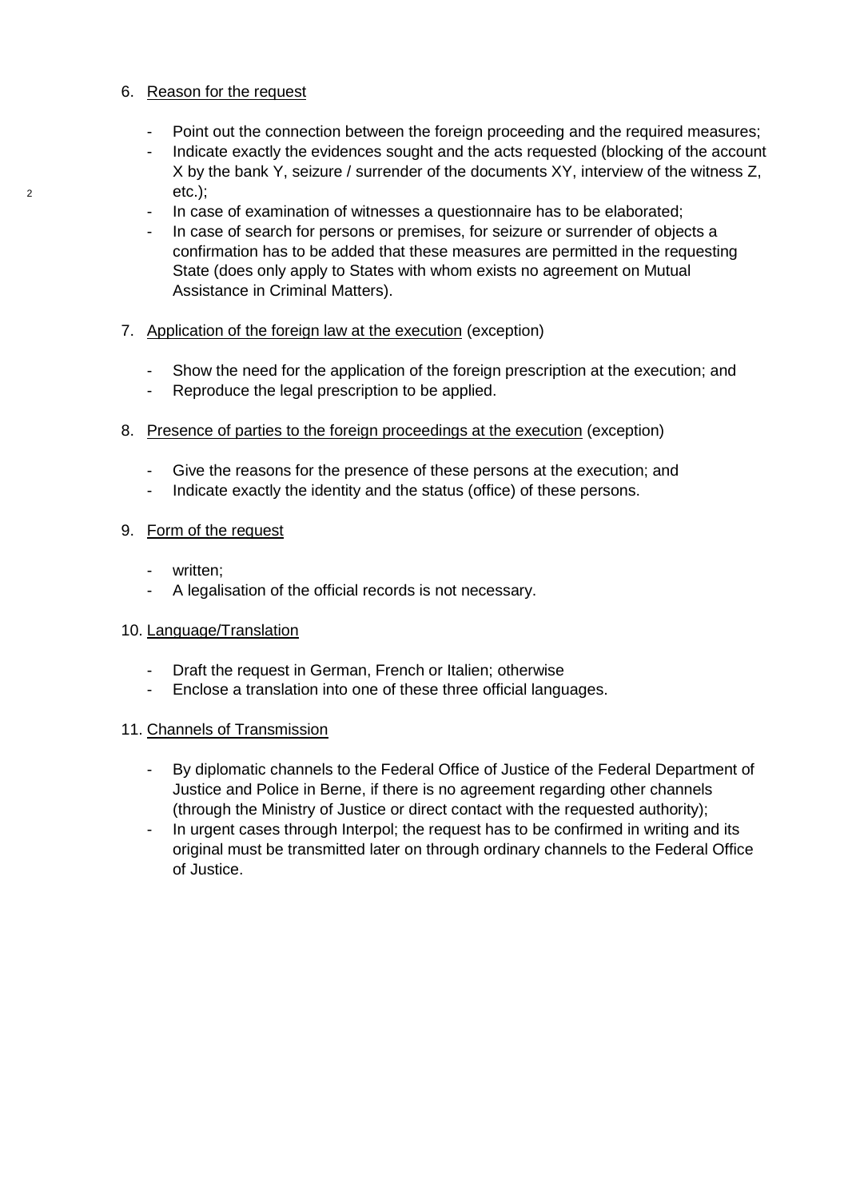6. Reason for the request

   - Point out the connection between the foreign proceeding and the required measures;
   - Indicate exactly the evidences sought and the acts requested (blocking of the account X by the bank Y, seizure / surrender of the documents XY, interview of the witness Z, etc.);
   - In case of examination of witnesses a questionnaire has to be elaborated;
   - In case of search for persons or premises, for seizure or surrender of objects a confirmation has to be added that these measures are permitted in the requesting State (does only apply to States with whom exists no agreement on Mutual Assistance in Criminal Matters).

7. Application of the foreign law at the execution (exception)

   - Show the need for the application of the foreign prescription at the execution; and
   - Reproduce the legal prescription to be applied.

8. Presence of parties to the foreign proceedings at the execution (exception)

   - Give the reasons for the presence of these persons at the execution; and
   - Indicate exactly the identity and the status (office) of these persons.

9. Form of the request

   - written;
   - A legalisation of the official records is not necessary.

10. Language/Translation

   - Draft the request in German, French or Italien; otherwise
   - Enclose a translation into one of these three official languages.

11. Channels of Transmission

   - By diplomatic channels to the Federal Office of Justice of the Federal Department of Justice and Police in Berne, if there is no agreement regarding other channels (through the Ministry of Justice or direct contact with the requested authority);
   - In urgent cases through Interpol; the request has to be confirmed in writing and its original must be transmitted later on through ordinary channels to the Federal Office of Justice.